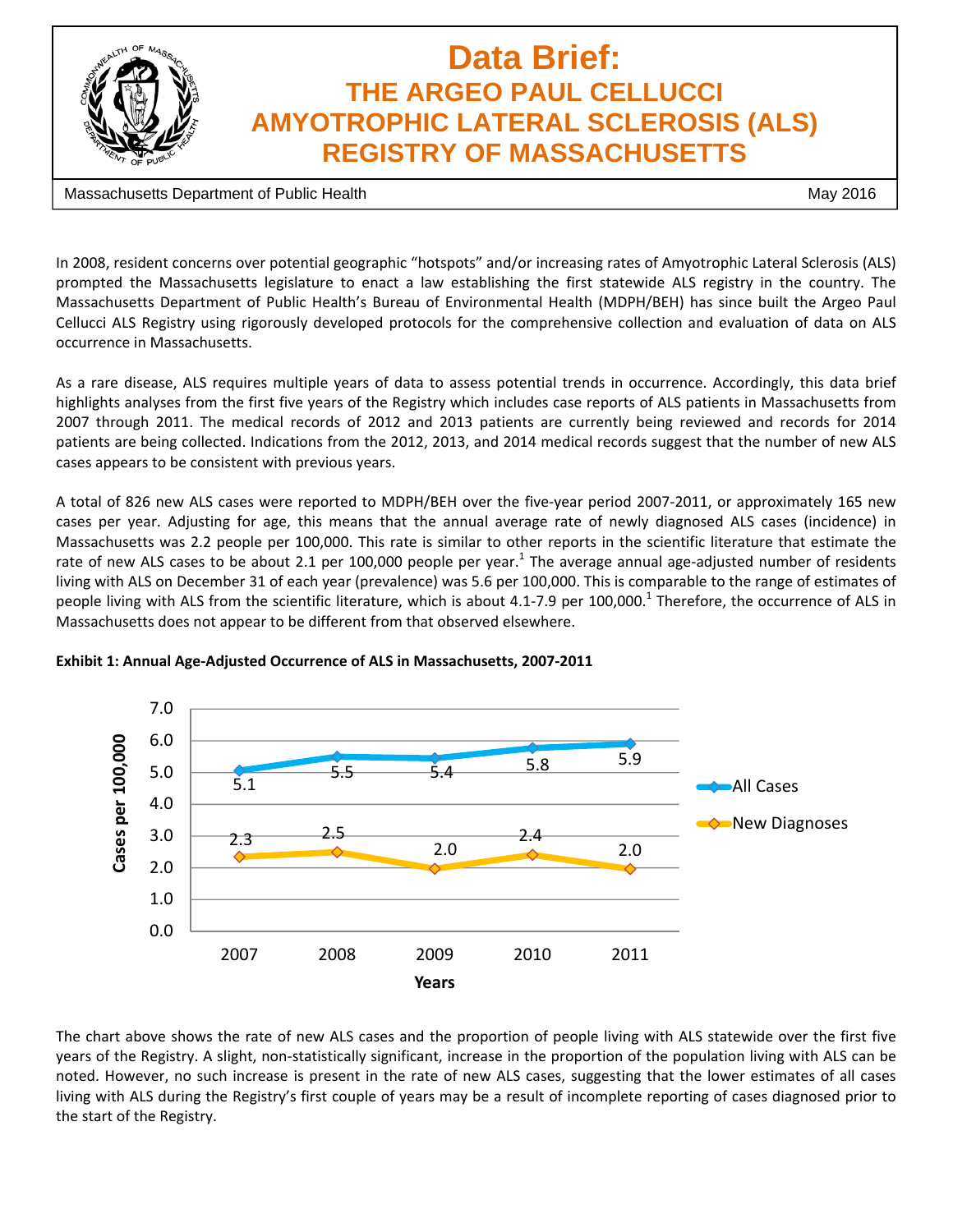# Data Brief:

## THE ARGEO PAUL CELLUCCI AMYOTROPHIC LATERAL SCLEROSIS (ALS) REGISTRY OF MASSACHUSETTS

Massachusetts Department of Public Health — May 2016

In 2008, resident concerns over potential geographic "hotspots" and/or increasing rates of Amyotrophic Lateral Sclerosis (ALS) prompted the Massachusetts legislature to enact a law establishing the first statewide ALS registry in the country. The Massachusetts Department of Public Health's Bureau of Environmental Health (MDPH/BEH) has since built the Argeo Paul Cellucci ALS Registry using rigorously developed protocols for the comprehensive collection and evaluation of data on ALS occurrence in Massachusetts.

As a rare disease, ALS requires multiple years of data to assess potential trends in occurrence. Accordingly, this data brief highlights analyses from the first five years of the Registry which includes case reports of ALS patients in Massachusetts from 2007 through 2011. The medical records of 2012 and 2013 patients are currently being reviewed and records for 2014 patients are being collected. Indications from the 2012, 2013, and 2014 medical records suggest that the number of new ALS cases appears to be consistent with previous years.

A total of 826 new ALS cases were reported to MDPH/BEH over the five-year period 2007-2011, or approximately 165 new cases per year. Adjusting for age, this means that the annual average rate of newly diagnosed ALS cases (incidence) in Massachusetts was 2.2 people per 100,000. This rate is similar to other reports in the scientific literature that estimate the rate of new ALS cases to be about 2.1 per 100,000 people per year.[1] The average annual age-adjusted number of residents living with ALS on December 31 of each year (prevalence) was 5.6 per 100,000. This is comparable to the range of estimates of people living with ALS from the scientific literature, which is about 4.1-7.9 per 100,000.[1] Therefore, the occurrence of ALS in Massachusetts does not appear to be different from that observed elsewhere.

**Exhibit 1: Annual Age-Adjusted Occurrence of ALS in Massachusetts, 2007-2011**

| Years | All Cases (per 100,000) | New Diagnoses (per 100,000) |
|---|---|---|
| 2007 | 5.1 | 2.3 |
| 2008 | 5.5 | 2.5 |
| 2009 | 5.4 | 2.0 |
| 2010 | 5.8 | 2.4 |
| 2011 | 5.9 | 2.0 |

The chart above shows the rate of new ALS cases and the proportion of people living with ALS statewide over the first five years of the Registry. A slight, non-statistically significant, increase in the proportion of the population living with ALS can be noted. However, no such increase is present in the rate of new ALS cases, suggesting that the lower estimates of all cases living with ALS during the Registry's first couple of years may be a result of incomplete reporting of cases diagnosed prior to the start of the Registry.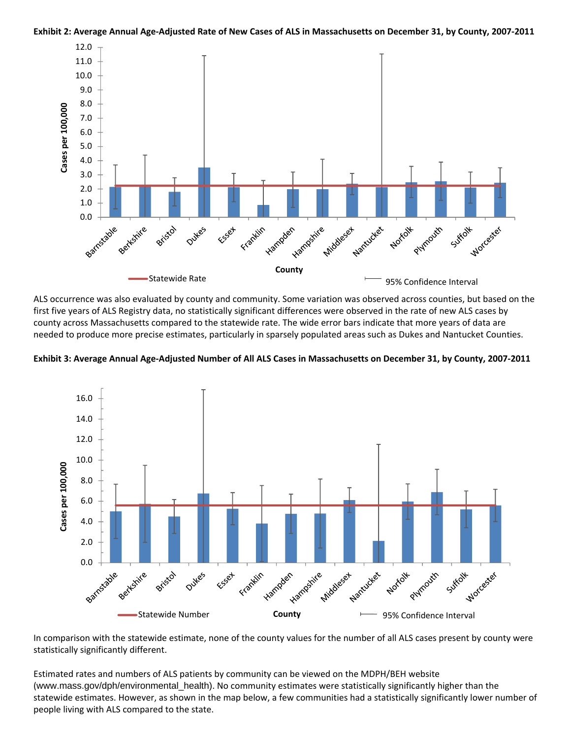**Exhibit 2: Average Annual Age-Adjusted Rate of New Cases of ALS in Massachusetts on December 31, by County, 2007-2011**

ALS occurrence was also evaluated by county and community. Some variation was observed across counties, but based on the first five years of ALS Registry data, no statistically significant differences were observed in the rate of new ALS cases by county across Massachusetts compared to the statewide rate. The wide error bars indicate that more years of data are needed to produce more precise estimates, particularly in sparsely populated areas such as Dukes and Nantucket Counties.

**Exhibit 3: Average Annual Age-Adjusted Number of All ALS Cases in Massachusetts on December 31, by County, 2007-2011**

In comparison with the statewide estimate, none of the county values for the number of all ALS cases present by county were statistically significantly different.

Estimated rates and numbers of ALS patients by community can be viewed on the MDPH/BEH website (www.mass.gov/dph/environmental_health). No community estimates were statistically significantly higher than the statewide estimates. However, as shown in the map below, a few communities had a statistically significantly lower number of people living with ALS compared to the state.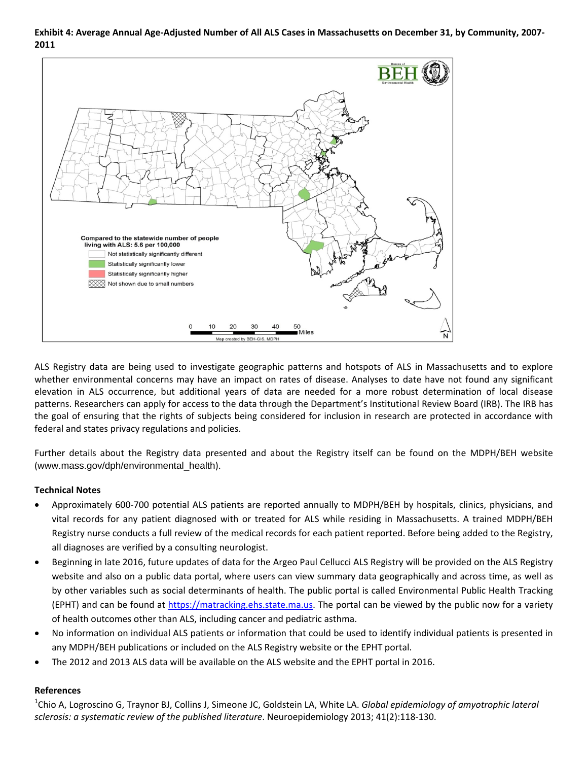**Exhibit 4: Average Annual Age-Adjusted Number of All ALS Cases in Massachusetts on December 31, by Community, 2007-2011**

Bureau of BEH Environmental Health

Compared to the statewide number of people living with ALS: 5.6 per 100,000

Not statistically significantly different

Statistically significantly lower

Statistically significantly higher

Not shown due to small numbers

0 10 20 30 40 50 Miles

Map created by BEH-GIS, MDPH

N

ALS Registry data are being used to investigate geographic patterns and hotspots of ALS in Massachusetts and to explore whether environmental concerns may have an impact on rates of disease. Analyses to date have not found any significant elevation in ALS occurrence, but additional years of data are needed for a more robust determination of local disease patterns. Researchers can apply for access to the data through the Department's Institutional Review Board (IRB). The IRB has the goal of ensuring that the rights of subjects being considered for inclusion in research are protected in accordance with federal and states privacy regulations and policies.

Further details about the Registry data presented and about the Registry itself can be found on the MDPH/BEH website (www.mass.gov/dph/environmental_health).

**Technical Notes**

- Approximately 600-700 potential ALS patients are reported annually to MDPH/BEH by hospitals, clinics, physicians, and vital records for any patient diagnosed with or treated for ALS while residing in Massachusetts. A trained MDPH/BEH Registry nurse conducts a full review of the medical records for each patient reported. Before being added to the Registry, all diagnoses are verified by a consulting neurologist.
- Beginning in late 2016, future updates of data for the Argeo Paul Cellucci ALS Registry will be provided on the ALS Registry website and also on a public data portal, where users can view summary data geographically and across time, as well as by other variables such as social determinants of health. The public portal is called Environmental Public Health Tracking (EPHT) and can be found at https://matracking.ehs.state.ma.us. The portal can be viewed by the public now for a variety of health outcomes other than ALS, including cancer and pediatric asthma.
- No information on individual ALS patients or information that could be used to identify individual patients is presented in any MDPH/BEH publications or included on the ALS Registry website or the EPHT portal.
- The 2012 and 2013 ALS data will be available on the ALS website and the EPHT portal in 2016.

**References**

[1]Chio A, Logroscino G, Traynor BJ, Collins J, Simeone JC, Goldstein LA, White LA. *Global epidemiology of amyotrophic lateral sclerosis: a systematic review of the published literature*. Neuroepidemiology 2013; 41(2):118-130.